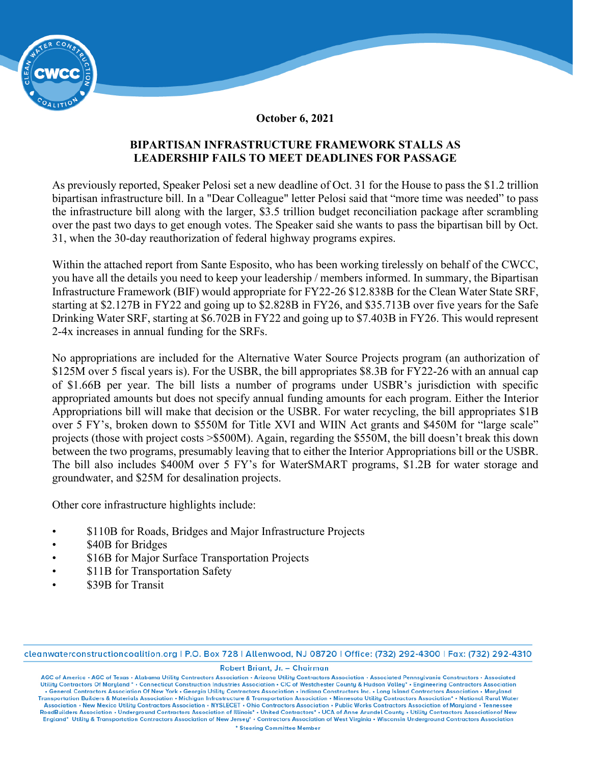October 6, 2021

## BIPARTISAN INFRASTRUCTURE FRAMEWORK STALLS AS LEADERSHIP FAILS TO MEET DEADLINES FOR PASSAGE

As previously reported, Speaker Pelosi set a new deadline of Oct. 31 for the House to pass the $1.2 trillion bipartisan infrastructure bill. In a "Dear Colleague" letter Pelosi said that “more time was needed” to pass the infrastructure bill along with the larger, $3.5 trillion budget reconciliation package after scrambling over the past two days to get enough votes. The Speaker said she wants to pass the bipartisan bill by Oct. 31, when the 30-day reauthorization of federal highway programs expires.

Within the attached report from Sante Esposito, who has been working tirelessly on behalf of the CWCC, you have all the details you need to keep your leadership / members informed. In summary, the Bipartisan Infrastructure Framework (BIF) would appropriate for FY22-26 $12.838B for the Clean Water State SRF, starting at $2.127B in FY22 and going up to $2.828B in FY26, and $35.713B over five years for the Safe Drinking Water SRF, starting at $6.702B in FY22 and going up to $7.403B in FY26. This would represent 2-4x increases in annual funding for the SRFs.

No appropriations are included for the Alternative Water Source Projects program (an authorization of $125M over 5 fiscal years is). For the USBR, the bill appropriates $8.3B for FY22-26 with an annual cap of $1.66B per year. The bill lists a number of programs under USBR’s jurisdiction with specific appropriated amounts but does not specify annual funding amounts for each program. Either the Interior Appropriations bill will make that decision or the USBR. For water recycling, the bill appropriates $1B over 5 FY’s, broken down to $550M for Title XVI and WIIN Act grants and $450M for “large scale” projects (those with project costs >$500M). Again, regarding the $550M, the bill doesn’t break this down between the two programs, presumably leaving that to either the Interior Appropriations bill or the USBR. The bill also includes $400M over 5 FY’s for WaterSMART programs, $1.2B for water storage and groundwater, and $25M for desalination projects.

Other core infrastructure highlights include:

- $110B for Roads, Bridges and Major Infrastructure Projects
- $40B for Bridges
- $16B for Major Surface Transportation Projects
- $11B for Transportation Safety
- $39B for Transit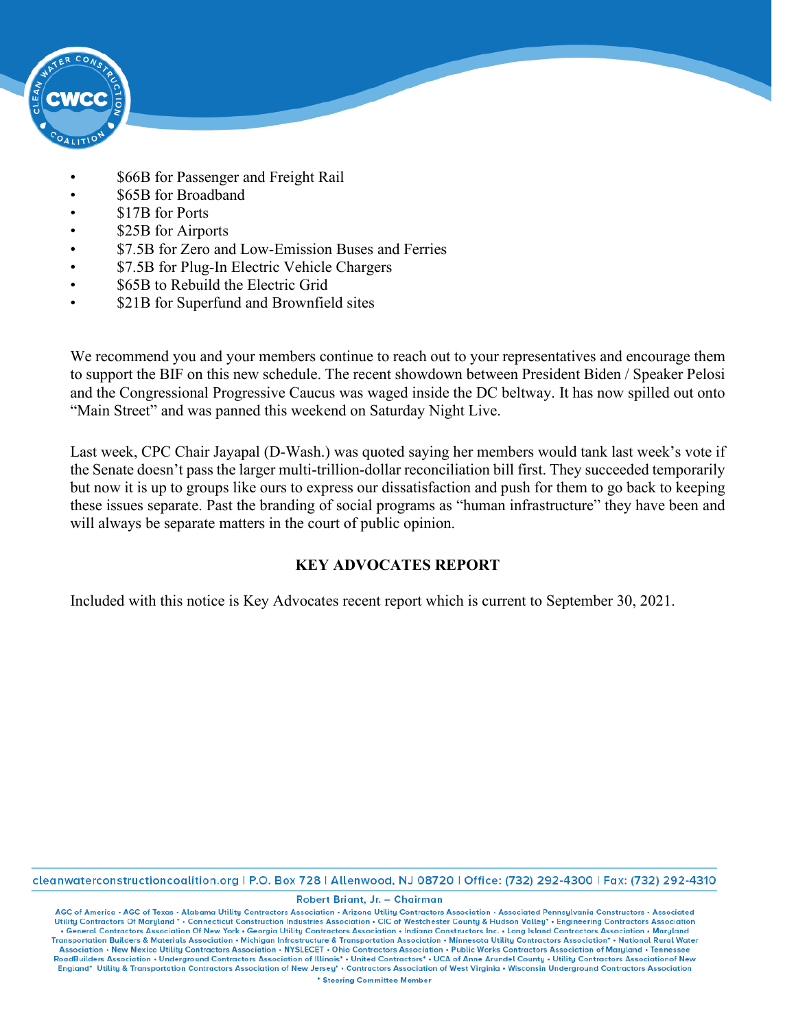- $66B for Passenger and Freight Rail
- $65B for Broadband
- $17B for Ports
- $25B for Airports
- $7.5B for Zero and Low-Emission Buses and Ferries
- $7.5B for Plug-In Electric Vehicle Chargers
- $65B to Rebuild the Electric Grid
- $21B for Superfund and Brownfield sites

We recommend you and your members continue to reach out to your representatives and encourage them to support the BIF on this new schedule. The recent showdown between President Biden / Speaker Pelosi and the Congressional Progressive Caucus was waged inside the DC beltway. It has now spilled out onto "Main Street" and was panned this weekend on Saturday Night Live.

Last week, CPC Chair Jayapal (D-Wash.) was quoted saying her members would tank last week's vote if the Senate doesn't pass the larger multi-trillion-dollar reconciliation bill first. They succeeded temporarily but now it is up to groups like ours to express our dissatisfaction and push for them to go back to keeping these issues separate. Past the branding of social programs as "human infrastructure" they have been and will always be separate matters in the court of public opinion.

## KEY ADVOCATES REPORT

Included with this notice is Key Advocates recent report which is current to September 30, 2021.